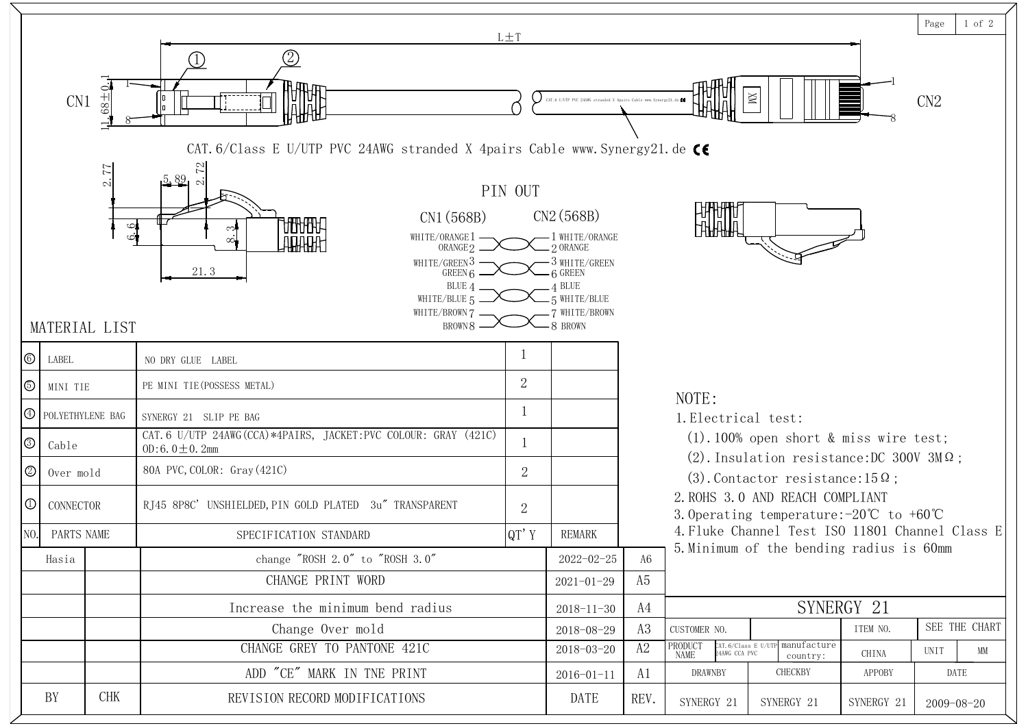CN1

CN2

L±T

11.68±0.1

CAT.6/Class E U/UTP PVC 24AWG stranded X 4pairs Cable www.Synergy21.de CE

2.77 5.89 2.72 6.6 8.3 21.3

## PIN OUT

| CN1(568B) | | CN2(568B) |
|---|---|---|
| WHITE/ORANGE 1 | | 1 WHITE/ORANGE |
| ORANGE 2 | | 2 ORANGE |
| WHITE/GREEN 3 | | 3 WHITE/GREEN |
| GREEN 6 | | 6 GREEN |
| BLUE 4 | | 4 BLUE |
| WHITE/BLUE 5 | | 5 WHITE/BLUE |
| WHITE/BROWN 7 | | 7 WHITE/BROWN |
| BROWN 8 | | 8 BROWN |

## MATERIAL LIST

| NO. | PARTS NAME | SPECIFICATION STANDARD | QT'Y | REMARK |
|---|---|---|---|---|
| ⑥ | LABEL | NO DRY GLUE LABEL | 1 | |
| ⑤ | MINI TIE | PE MINI TIE(POSSESS METAL) | 2 | |
| ④ | POLYETHYLENE BAG | SYNERGY 21 SLIP PE BAG | 1 | |
| ③ | Cable | CAT.6 U/UTP 24AWG(CCA)*4PAIRS, JACKET:PVC COLOUR: GRAY (421C) OD:6.0±0.2mm | 1 | |
| ② | Over mold | 80A PVC,COLOR: Gray(421C) | 2 | |
| ① | CONNECTOR | RJ45 8P8C' UNSHIELDED,PIN GOLD PLATED 3u" TRANSPARENT | 2 | |

## NOTE:

1. Electrical test:
   (1). 100% open short & miss wire test;
   (2). Insulation resistance:DC 300V 3MΩ;
   (3). Contactor resistance:15Ω;
2. ROHS 3.0 AND REACH COMPLIANT
3. Operating temperature:-20℃ to +60℃
4. Fluke Channel Test ISO 11801 Channel Class E
5. Minimum of the bending radius is 60mm

| BY | CHK | REVISION RECORD MODIFICATIONS | DATE | REV. |
|---|---|---|---|---|
| Hasia | | change "ROSH 2.0" to "ROSH 3.0" | 2022-02-25 | A6 |
| | | CHANGE PRINT WORD | 2021-01-29 | A5 |
| | | Increase the minimum bend radius | 2018-11-30 | A4 |
| | | Change Over mold | 2018-08-29 | A3 |
| | | CHANGE GREY TO PANTONE 421C | 2018-03-20 | A2 |
| | | ADD "CE" MARK IN TNE PRINT | 2016-01-11 | A1 |

| SYNERGY 21 | | | | |
|---|---|---|---|---|
| CUSTOMER NO. | | ITEM NO. | SEE THE CHART | |
| PRODUCT NAME | CAT.6/Class E U/UTP 24AWG CCA PVC | manufacture country: CHINA | UNIT | MM |
| DRAWNBY | CHECKBY | APPOBY | DATE | |
| SYNERGY 21 | SYNERGY 21 | SYNERGY 21 | 2009-08-20 | |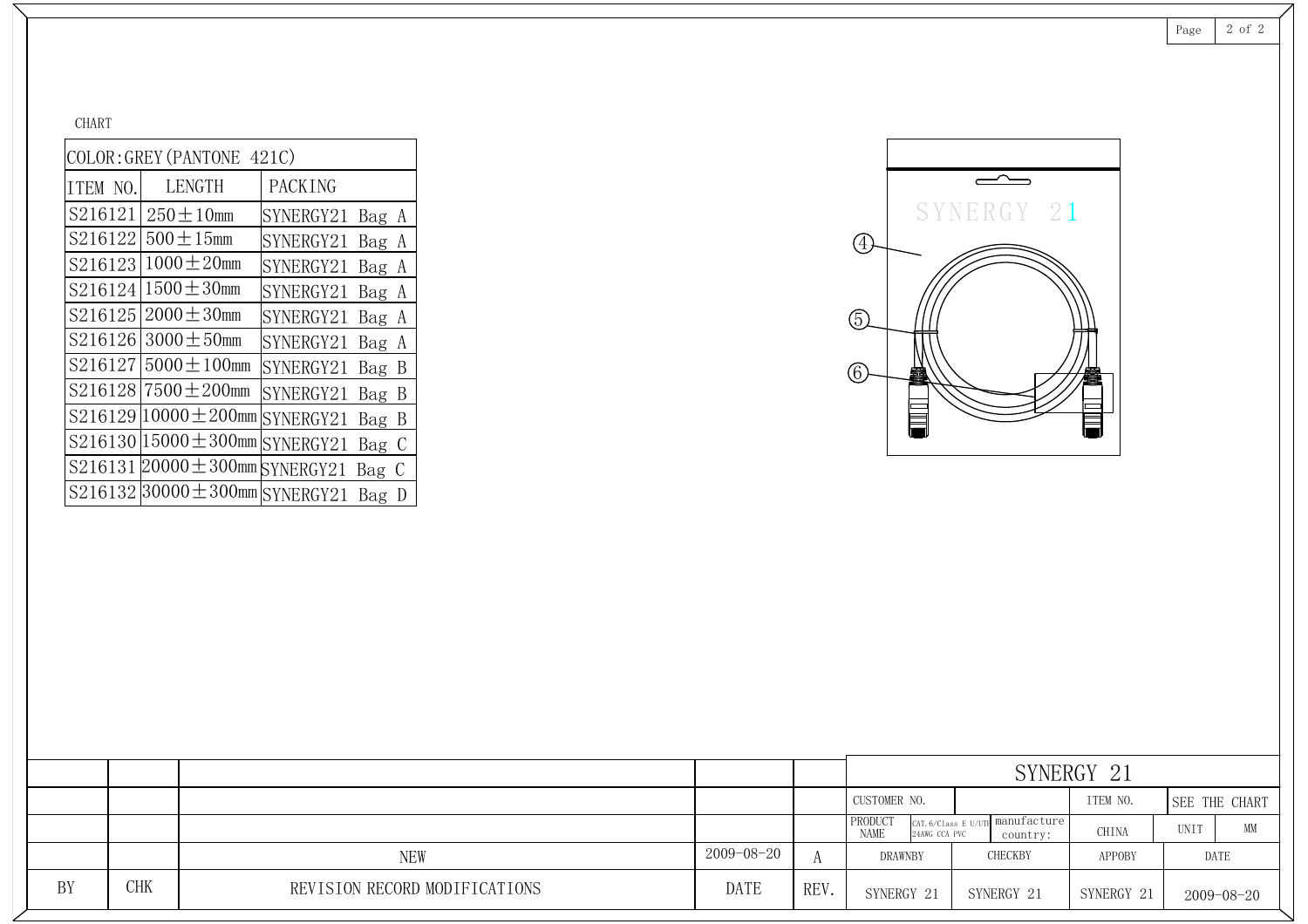CHART

| COLOR:GREY(PANTONE 421C) | | |
|---|---|---|
| ITEM NO. | LENGTH | PACKING |
| S216121 | 250±10mm | SYNERGY21 Bag A |
| S216122 | 500±15mm | SYNERGY21 Bag A |
| S216123 | 1000±20mm | SYNERGY21 Bag A |
| S216124 | 1500±30mm | SYNERGY21 Bag A |
| S216125 | 2000±30mm | SYNERGY21 Bag A |
| S216126 | 3000±50mm | SYNERGY21 Bag A |
| S216127 | 5000±100mm | SYNERGY21 Bag B |
| S216128 | 7500±200mm | SYNERGY21 Bag B |
| S216129 | 10000±200mm | SYNERGY21 Bag B |
| S216130 | 15000±300mm | SYNERGY21 Bag C |
| S216131 | 20000±300mm | SYNERGY21 Bag C |
| S216132 | 30000±300mm | SYNERGY21 Bag D |

SYNERGY 21

④

⑤

⑥

| | | | | |
|---|---|---|---|---|
| | | | | |
| | | | | |
| | | | | |
| | | NEW | 2009-08-20 | A |
| BY | CHK | REVISION RECORD MODIFICATIONS | DATE | REV. |

| SYNERGY 21 | | | | |
|---|---|---|---|---|
| CUSTOMER NO. | | | ITEM NO. | SEE THE CHART |
| PRODUCT NAME | CAT.6/Class E U/UTP 24AWG CCA PVC | manufacture country: | CHINA | UNIT MM |
| DRAWNBY | CHECKBY | | APPOBY | DATE |
| SYNERGY 21 | SYNERGY 21 | | SYNERGY 21 | 2009-08-20 |